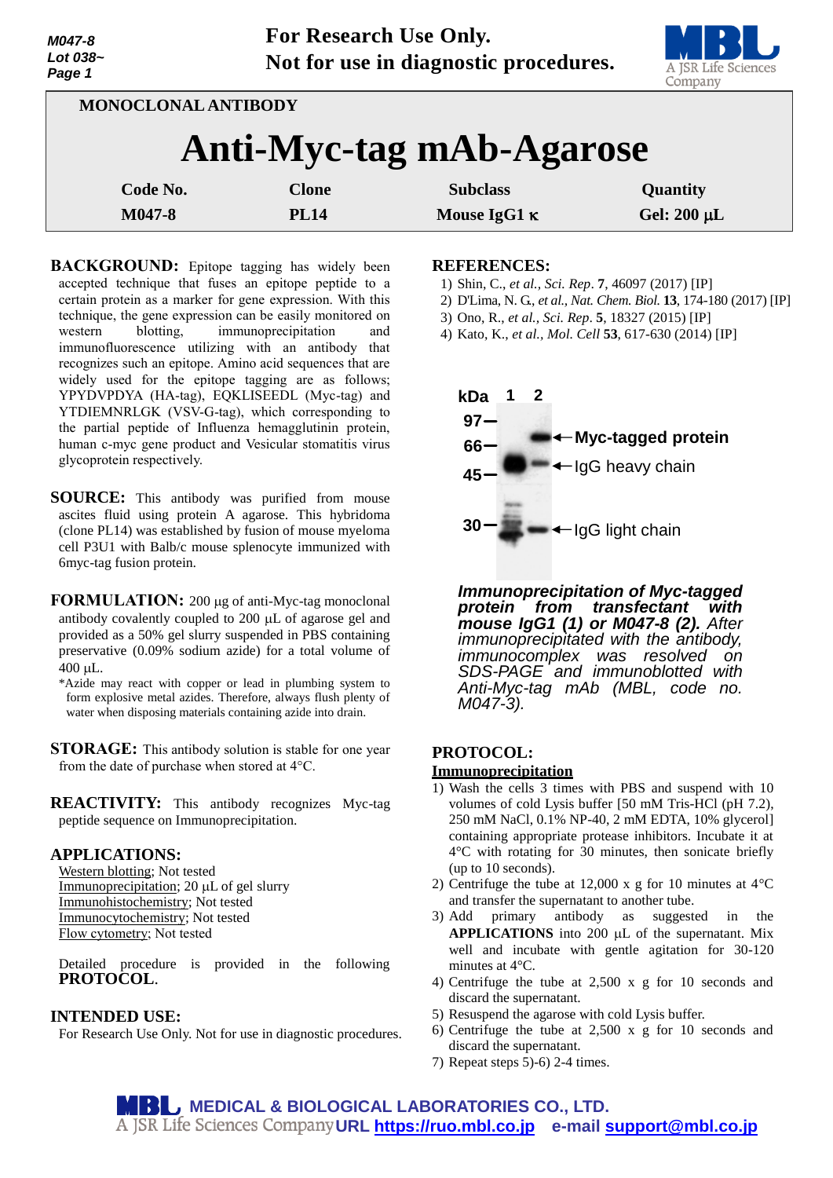M047-8
Lot 038~

**For Research Use Only.**
**Not for use in diagnostic procedures.**

MONOCLONAL ANTIBODY

# Anti-Myc-tag mAb-Agarose

| Code No. | Clone | Subclass | Quantity |
|---|---|---|---|
| M047-8 | PL14 | Mouse IgG1 κ | Gel: 200 μL |

**BACKGROUND:** Epitope tagging has widely been accepted technique that fuses an epitope peptide to a certain protein as a marker for gene expression. With this technique, the gene expression can be easily monitored on western blotting, immunoprecipitation and immunofluorescence utilizing with an antibody that recognizes such an epitope. Amino acid sequences that are widely used for the epitope tagging are as follows; YPYDVPDYA (HA-tag), EQKLISEEDL (Myc-tag) and YTDIEMNRLGK (VSV-G-tag), which corresponding to the partial peptide of Influenza hemagglutinin protein, human c-myc gene product and Vesicular stomatitis virus glycoprotein respectively.

**SOURCE:** This antibody was purified from mouse ascites fluid using protein A agarose. This hybridoma (clone PL14) was established by fusion of mouse myeloma cell P3U1 with Balb/c mouse splenocyte immunized with 6myc-tag fusion protein.

**FORMULATION:** 200 μg of anti-Myc-tag monoclonal antibody covalently coupled to 200 μL of agarose gel and provided as a 50% gel slurry suspended in PBS containing preservative (0.09% sodium azide) for a total volume of 400 μL.

*Azide may react with copper or lead in plumbing system to form explosive metal azides. Therefore, always flush plenty of water when disposing materials containing azide into drain.

**STORAGE:** This antibody solution is stable for one year from the date of purchase when stored at 4°C.

**REACTIVITY:** This antibody recognizes Myc-tag peptide sequence on Immunoprecipitation.

**APPLICATIONS:**

Western blotting; Not tested
Immunoprecipitation; 20 μL of gel slurry
Immunohistochemistry; Not tested
Immunocytochemistry; Not tested
Flow cytometry; Not tested

Detailed procedure is provided in the following **PROTOCOL**.

**INTENDED USE:**

For Research Use Only. Not for use in diagnostic procedures.

**REFERENCES:**

1) Shin, C., *et al.*, *Sci. Rep*. **7**, 46097 (2017) [IP]
2) D'Lima, N. G., *et al., Nat. Chem. Biol.* **13**, 174-180 (2017) [IP]
3) Ono, R., *et al.*, *Sci. Rep*. **5**, 18327 (2015) [IP]
4) Kato, K., *et al.*, *Mol. Cell* **53**, 617-630 (2014) [IP]

kDa 1 2
97
66
45
30
Myc-tagged protein
IgG heavy chain
IgG light chain

***Immunoprecipitation of Myc-tagged protein from transfectant with mouse IgG1 (1) or M047-8 (2).*** *After immunoprecipitated with the antibody, immunocomplex was resolved on SDS-PAGE and immunoblotted with Anti-Myc-tag mAb (MBL, code no. M047-3).*

**PROTOCOL:**

**Immunoprecipitation**

1) Wash the cells 3 times with PBS and suspend with 10 volumes of cold Lysis buffer [50 mM Tris-HCl (pH 7.2), 250 mM NaCl, 0.1% NP-40, 2 mM EDTA, 10% glycerol] containing appropriate protease inhibitors. Incubate it at 4°C with rotating for 30 minutes, then sonicate briefly (up to 10 seconds).
2) Centrifuge the tube at 12,000 x g for 10 minutes at 4°C and transfer the supernatant to another tube.
3) Add primary antibody as suggested in the **APPLICATIONS** into 200 μL of the supernatant. Mix well and incubate with gentle agitation for 30-120 minutes at 4°C.
4) Centrifuge the tube at 2,500 x g for 10 seconds and discard the supernatant.
5) Resuspend the agarose with cold Lysis buffer.
6) Centrifuge the tube at 2,500 x g for 10 seconds and discard the supernatant.
7) Repeat steps 5)-6) 2-4 times.

MEDICAL & BIOLOGICAL LABORATORIES CO., LTD.
A JSR Life Sciences Company URL https://ruo.mbl.co.jp e-mail support@mbl.co.jp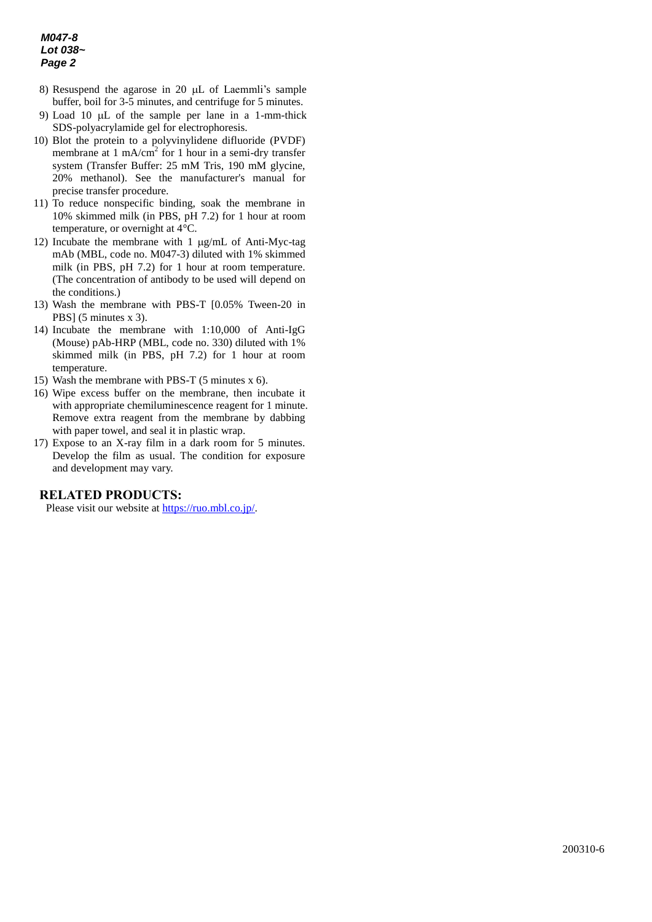8) Resuspend the agarose in 20 μL of Laemmli's sample buffer, boil for 3-5 minutes, and centrifuge for 5 minutes.
9) Load 10 μL of the sample per lane in a 1-mm-thick SDS-polyacrylamide gel for electrophoresis.
10) Blot the protein to a polyvinylidene difluoride (PVDF) membrane at 1 mA/cm$^2$ for 1 hour in a semi-dry transfer system (Transfer Buffer: 25 mM Tris, 190 mM glycine, 20% methanol). See the manufacturer's manual for precise transfer procedure.
11) To reduce nonspecific binding, soak the membrane in 10% skimmed milk (in PBS, pH 7.2) for 1 hour at room temperature, or overnight at 4°C.
12) Incubate the membrane with 1 μg/mL of Anti-Myc-tag mAb (MBL, code no. M047-3) diluted with 1% skimmed milk (in PBS, pH 7.2) for 1 hour at room temperature. (The concentration of antibody to be used will depend on the conditions.)
13) Wash the membrane with PBS-T [0.05% Tween-20 in PBS] (5 minutes x 3).
14) Incubate the membrane with 1:10,000 of Anti-IgG (Mouse) pAb-HRP (MBL, code no. 330) diluted with 1% skimmed milk (in PBS, pH 7.2) for 1 hour at room temperature.
15) Wash the membrane with PBS-T (5 minutes x 6).
16) Wipe excess buffer on the membrane, then incubate it with appropriate chemiluminescence reagent for 1 minute. Remove extra reagent from the membrane by dabbing with paper towel, and seal it in plastic wrap.
17) Expose to an X-ray film in a dark room for 5 minutes. Develop the film as usual. The condition for exposure and development may vary.

## RELATED PRODUCTS:

Please visit our website at https://ruo.mbl.co.jp/.

200310-6